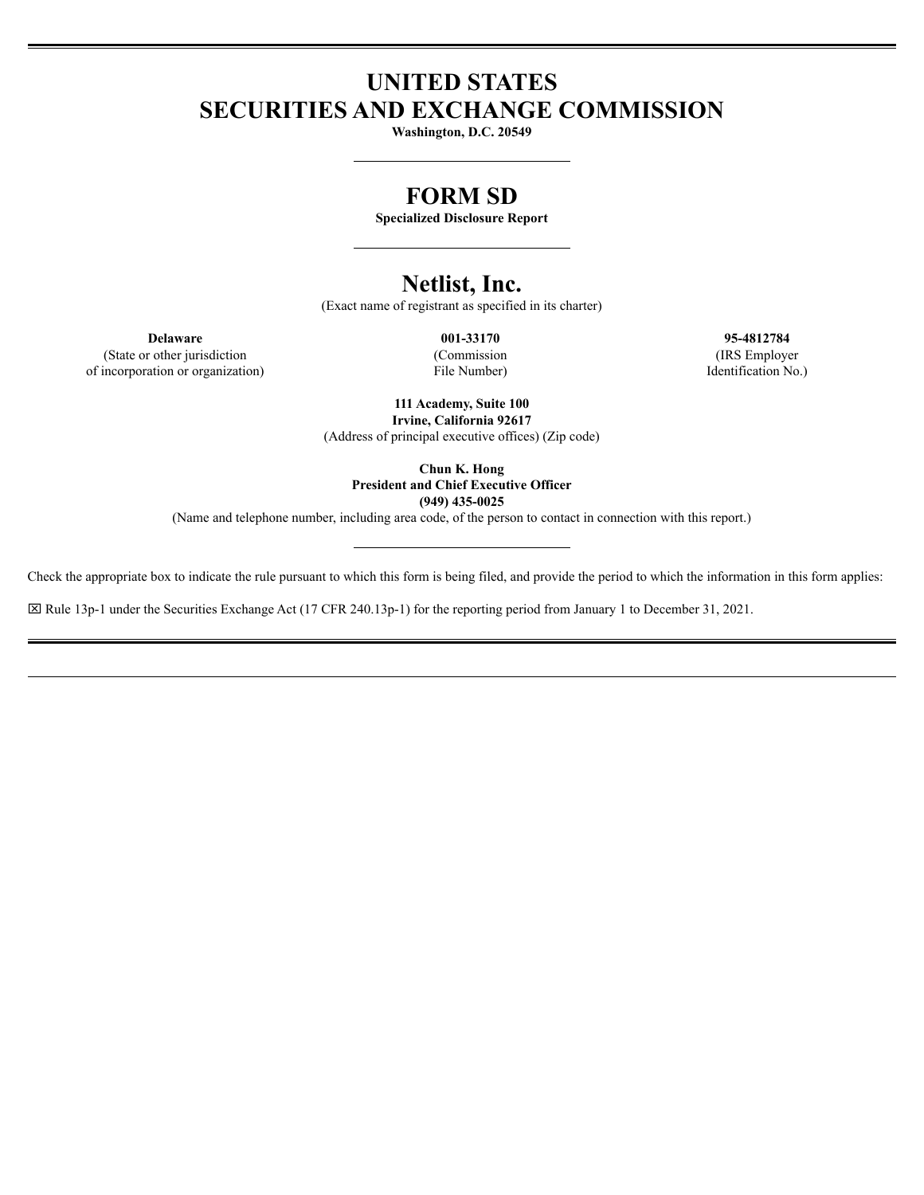# UNITED STATES
# SECURITIES AND EXCHANGE COMMISSION

**Washington, D.C. 20549**

---

# FORM SD

**Specialized Disclosure Report**

---

# Netlist, Inc.

(Exact name of registrant as specified in its charter)

| | | |
|---|---|---|
| **Delaware** | **001-33170** | **95-4812784** |
| (State or other jurisdiction of incorporation or organization) | (Commission File Number) | (IRS Employer Identification No.) |

**111 Academy, Suite 100**
**Irvine, California 92617**
(Address of principal executive offices) (Zip code)

**Chun K. Hong**
**President and Chief Executive Officer**
**(949) 435-0025**
(Name and telephone number, including area code, of the person to contact in connection with this report.)

---

Check the appropriate box to indicate the rule pursuant to which this form is being filed, and provide the period to which the information in this form applies:

☒ Rule 13p-1 under the Securities Exchange Act (17 CFR 240.13p-1) for the reporting period from January 1 to December 31, 2021.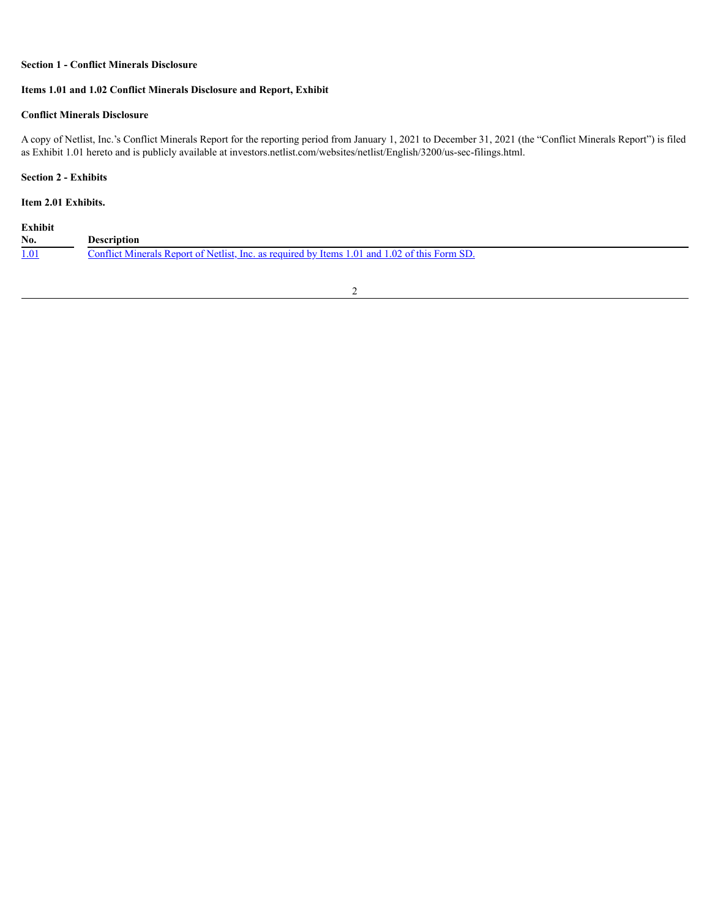**Section 1 - Conflict Minerals Disclosure**

**Items 1.01 and 1.02 Conflict Minerals Disclosure and Report, Exhibit**

**Conflict Minerals Disclosure**

A copy of Netlist, Inc.'s Conflict Minerals Report for the reporting period from January 1, 2021 to December 31, 2021 (the "Conflict Minerals Report") is filed as Exhibit 1.01 hereto and is publicly available at investors.netlist.com/websites/netlist/English/3200/us-sec-filings.html.

**Section 2 - Exhibits**

**Item 2.01 Exhibits.**

| Exhibit No. | Description |
| --- | --- |
| 1.01 | Conflict Minerals Report of Netlist, Inc. as required by Items 1.01 and 1.02 of this Form SD. |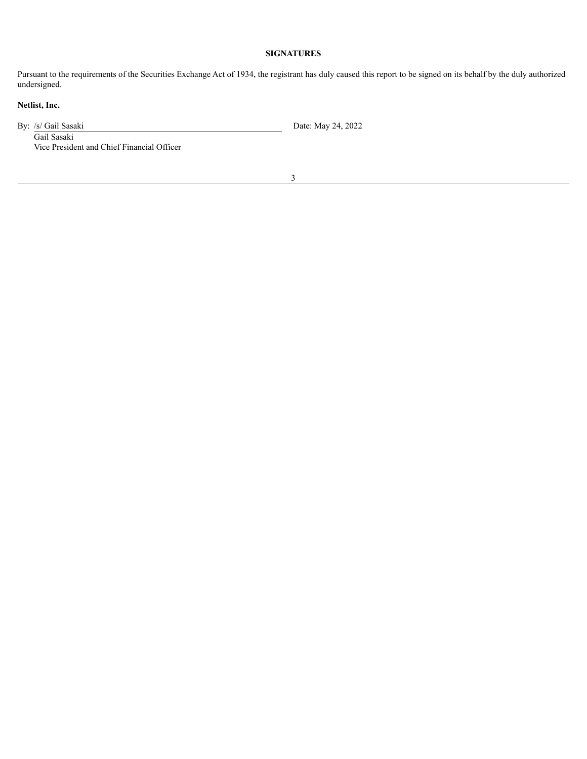**SIGNATURES**

Pursuant to the requirements of the Securities Exchange Act of 1934, the registrant has duly caused this report to be signed on its behalf by the duly authorized undersigned.

**Netlist, Inc.**

By: /s/ Gail Sasaki
Gail Sasaki
Vice President and Chief Financial Officer

Date: May 24, 2022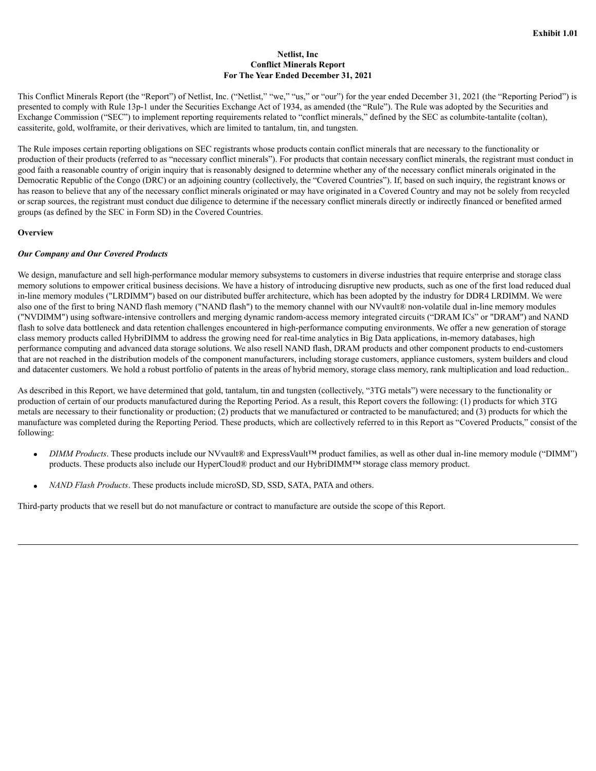**Exhibit 1.01**

**Netlist, Inc**
**Conflict Minerals Report**
**For The Year Ended December 31, 2021**

This Conflict Minerals Report (the "Report") of Netlist, Inc. ("Netlist," "we," "us," or "our") for the year ended December 31, 2021 (the "Reporting Period") is presented to comply with Rule 13p-1 under the Securities Exchange Act of 1934, as amended (the "Rule"). The Rule was adopted by the Securities and Exchange Commission ("SEC") to implement reporting requirements related to "conflict minerals," defined by the SEC as columbite-tantalite (coltan), cassiterite, gold, wolframite, or their derivatives, which are limited to tantalum, tin, and tungsten.

The Rule imposes certain reporting obligations on SEC registrants whose products contain conflict minerals that are necessary to the functionality or production of their products (referred to as "necessary conflict minerals"). For products that contain necessary conflict minerals, the registrant must conduct in good faith a reasonable country of origin inquiry that is reasonably designed to determine whether any of the necessary conflict minerals originated in the Democratic Republic of the Congo (DRC) or an adjoining country (collectively, the "Covered Countries"). If, based on such inquiry, the registrant knows or has reason to believe that any of the necessary conflict minerals originated or may have originated in a Covered Country and may not be solely from recycled or scrap sources, the registrant must conduct due diligence to determine if the necessary conflict minerals directly or indirectly financed or benefited armed groups (as defined by the SEC in Form SD) in the Covered Countries.

**Overview**

***Our Company and Our Covered Products***

We design, manufacture and sell high-performance modular memory subsystems to customers in diverse industries that require enterprise and storage class memory solutions to empower critical business decisions. We have a history of introducing disruptive new products, such as one of the first load reduced dual in-line memory modules ("LRDIMM") based on our distributed buffer architecture, which has been adopted by the industry for DDR4 LRDIMM. We were also one of the first to bring NAND flash memory ("NAND flash") to the memory channel with our NVvault® non-volatile dual in-line memory modules ("NVDIMM") using software-intensive controllers and merging dynamic random-access memory integrated circuits ("DRAM ICs" or "DRAM") and NAND flash to solve data bottleneck and data retention challenges encountered in high-performance computing environments. We offer a new generation of storage class memory products called HybriDIMM to address the growing need for real-time analytics in Big Data applications, in-memory databases, high performance computing and advanced data storage solutions. We also resell NAND flash, DRAM products and other component products to end-customers that are not reached in the distribution models of the component manufacturers, including storage customers, appliance customers, system builders and cloud and datacenter customers. We hold a robust portfolio of patents in the areas of hybrid memory, storage class memory, rank multiplication and load reduction..

As described in this Report, we have determined that gold, tantalum, tin and tungsten (collectively, "3TG metals") were necessary to the functionality or production of certain of our products manufactured during the Reporting Period. As a result, this Report covers the following: (1) products for which 3TG metals are necessary to their functionality or production; (2) products that we manufactured or contracted to be manufactured; and (3) products for which the manufacture was completed during the Reporting Period. These products, which are collectively referred to in this Report as "Covered Products," consist of the following:

- *DIMM Products*. These products include our NVvault® and ExpressVault™ product families, as well as other dual in-line memory module ("DIMM") products. These products also include our HyperCloud® product and our HybriDIMM™ storage class memory product.
- *NAND Flash Products*. These products include microSD, SD, SSD, SATA, PATA and others.

Third-party products that we resell but do not manufacture or contract to manufacture are outside the scope of this Report.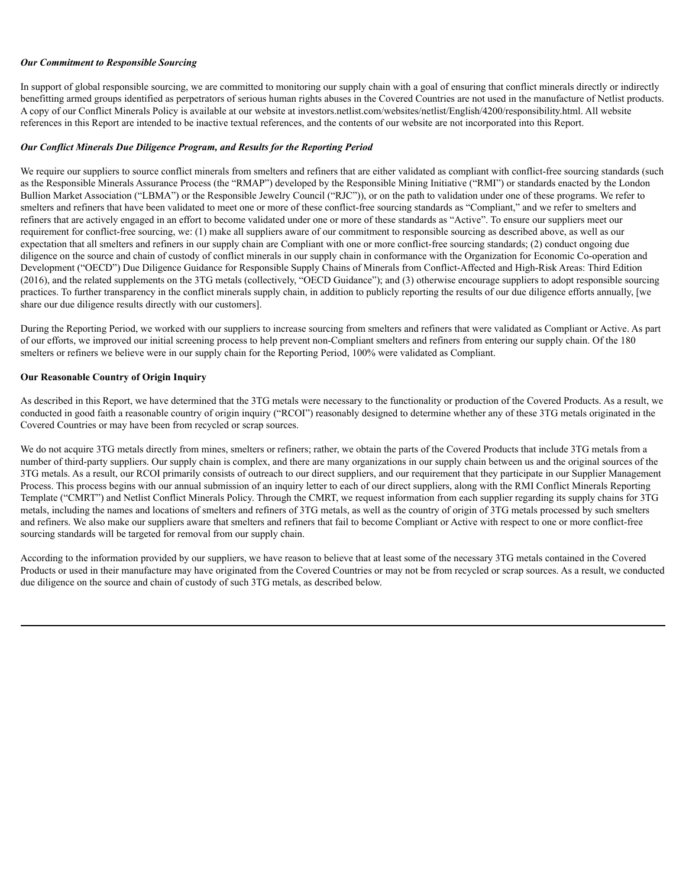***Our Commitment to Responsible Sourcing***

In support of global responsible sourcing, we are committed to monitoring our supply chain with a goal of ensuring that conflict minerals directly or indirectly benefitting armed groups identified as perpetrators of serious human rights abuses in the Covered Countries are not used in the manufacture of Netlist products. A copy of our Conflict Minerals Policy is available at our website at investors.netlist.com/websites/netlist/English/4200/responsibility.html. All website references in this Report are intended to be inactive textual references, and the contents of our website are not incorporated into this Report.

***Our Conflict Minerals Due Diligence Program, and Results for the Reporting Period***

We require our suppliers to source conflict minerals from smelters and refiners that are either validated as compliant with conflict-free sourcing standards (such as the Responsible Minerals Assurance Process (the "RMAP") developed by the Responsible Mining Initiative ("RMI") or standards enacted by the London Bullion Market Association ("LBMA") or the Responsible Jewelry Council ("RJC")), or on the path to validation under one of these programs. We refer to smelters and refiners that have been validated to meet one or more of these conflict-free sourcing standards as "Compliant," and we refer to smelters and refiners that are actively engaged in an effort to become validated under one or more of these standards as "Active". To ensure our suppliers meet our requirement for conflict-free sourcing, we: (1) make all suppliers aware of our commitment to responsible sourcing as described above, as well as our expectation that all smelters and refiners in our supply chain are Compliant with one or more conflict-free sourcing standards; (2) conduct ongoing due diligence on the source and chain of custody of conflict minerals in our supply chain in conformance with the Organization for Economic Co-operation and Development ("OECD") Due Diligence Guidance for Responsible Supply Chains of Minerals from Conflict-Affected and High-Risk Areas: Third Edition (2016), and the related supplements on the 3TG metals (collectively, "OECD Guidance"); and (3) otherwise encourage suppliers to adopt responsible sourcing practices. To further transparency in the conflict minerals supply chain, in addition to publicly reporting the results of our due diligence efforts annually, [we share our due diligence results directly with our customers].

During the Reporting Period, we worked with our suppliers to increase sourcing from smelters and refiners that were validated as Compliant or Active. As part of our efforts, we improved our initial screening process to help prevent non-Compliant smelters and refiners from entering our supply chain. Of the 180 smelters or refiners we believe were in our supply chain for the Reporting Period, 100% were validated as Compliant.

**Our Reasonable Country of Origin Inquiry**

As described in this Report, we have determined that the 3TG metals were necessary to the functionality or production of the Covered Products. As a result, we conducted in good faith a reasonable country of origin inquiry ("RCOI") reasonably designed to determine whether any of these 3TG metals originated in the Covered Countries or may have been from recycled or scrap sources.

We do not acquire 3TG metals directly from mines, smelters or refiners; rather, we obtain the parts of the Covered Products that include 3TG metals from a number of third-party suppliers. Our supply chain is complex, and there are many organizations in our supply chain between us and the original sources of the 3TG metals. As a result, our RCOI primarily consists of outreach to our direct suppliers, and our requirement that they participate in our Supplier Management Process. This process begins with our annual submission of an inquiry letter to each of our direct suppliers, along with the RMI Conflict Minerals Reporting Template ("CMRT") and Netlist Conflict Minerals Policy. Through the CMRT, we request information from each supplier regarding its supply chains for 3TG metals, including the names and locations of smelters and refiners of 3TG metals, as well as the country of origin of 3TG metals processed by such smelters and refiners. We also make our suppliers aware that smelters and refiners that fail to become Compliant or Active with respect to one or more conflict-free sourcing standards will be targeted for removal from our supply chain.

According to the information provided by our suppliers, we have reason to believe that at least some of the necessary 3TG metals contained in the Covered Products or used in their manufacture may have originated from the Covered Countries or may not be from recycled or scrap sources. As a result, we conducted due diligence on the source and chain of custody of such 3TG metals, as described below.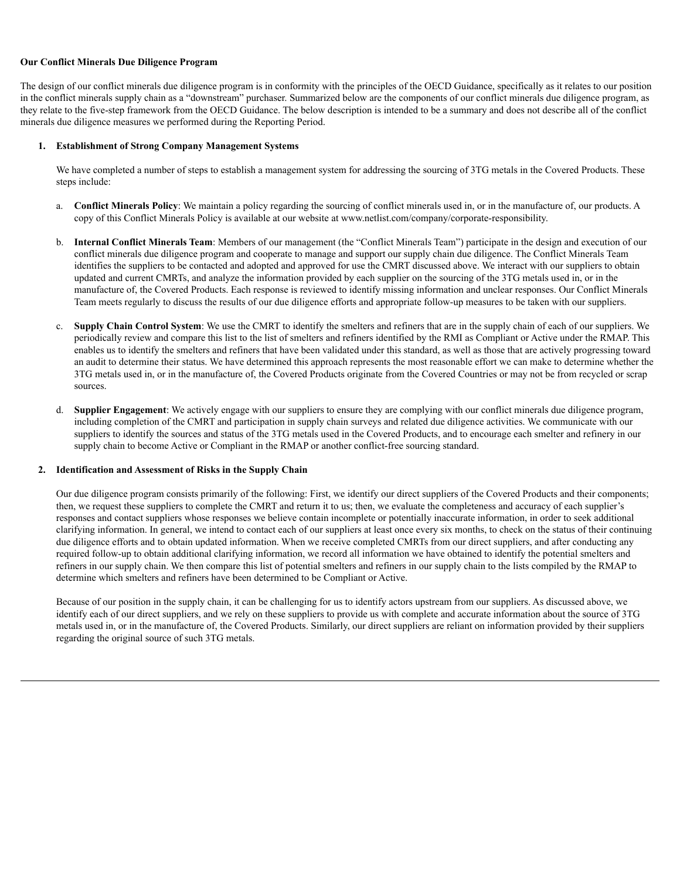**Our Conflict Minerals Due Diligence Program**

The design of our conflict minerals due diligence program is in conformity with the principles of the OECD Guidance, specifically as it relates to our position in the conflict minerals supply chain as a "downstream" purchaser. Summarized below are the components of our conflict minerals due diligence program, as they relate to the five-step framework from the OECD Guidance. The below description is intended to be a summary and does not describe all of the conflict minerals due diligence measures we performed during the Reporting Period.

1. **Establishment of Strong Company Management Systems**

   We have completed a number of steps to establish a management system for addressing the sourcing of 3TG metals in the Covered Products. These steps include:

   a. **Conflict Minerals Policy**: We maintain a policy regarding the sourcing of conflict minerals used in, or in the manufacture of, our products. A copy of this Conflict Minerals Policy is available at our website at www.netlist.com/company/corporate-responsibility.

   b. **Internal Conflict Minerals Team**: Members of our management (the "Conflict Minerals Team") participate in the design and execution of our conflict minerals due diligence program and cooperate to manage and support our supply chain due diligence. The Conflict Minerals Team identifies the suppliers to be contacted and adopted and approved for use the CMRT discussed above. We interact with our suppliers to obtain updated and current CMRTs, and analyze the information provided by each supplier on the sourcing of the 3TG metals used in, or in the manufacture of, the Covered Products. Each response is reviewed to identify missing information and unclear responses. Our Conflict Minerals Team meets regularly to discuss the results of our due diligence efforts and appropriate follow-up measures to be taken with our suppliers.

   c. **Supply Chain Control System**: We use the CMRT to identify the smelters and refiners that are in the supply chain of each of our suppliers. We periodically review and compare this list to the list of smelters and refiners identified by the RMI as Compliant or Active under the RMAP. This enables us to identify the smelters and refiners that have been validated under this standard, as well as those that are actively progressing toward an audit to determine their status. We have determined this approach represents the most reasonable effort we can make to determine whether the 3TG metals used in, or in the manufacture of, the Covered Products originate from the Covered Countries or may not be from recycled or scrap sources.

   d. **Supplier Engagement**: We actively engage with our suppliers to ensure they are complying with our conflict minerals due diligence program, including completion of the CMRT and participation in supply chain surveys and related due diligence activities. We communicate with our suppliers to identify the sources and status of the 3TG metals used in the Covered Products, and to encourage each smelter and refinery in our supply chain to become Active or Compliant in the RMAP or another conflict-free sourcing standard.

2. **Identification and Assessment of Risks in the Supply Chain**

   Our due diligence program consists primarily of the following: First, we identify our direct suppliers of the Covered Products and their components; then, we request these suppliers to complete the CMRT and return it to us; then, we evaluate the completeness and accuracy of each supplier's responses and contact suppliers whose responses we believe contain incomplete or potentially inaccurate information, in order to seek additional clarifying information. In general, we intend to contact each of our suppliers at least once every six months, to check on the status of their continuing due diligence efforts and to obtain updated information. When we receive completed CMRTs from our direct suppliers, and after conducting any required follow-up to obtain additional clarifying information, we record all information we have obtained to identify the potential smelters and refiners in our supply chain. We then compare this list of potential smelters and refiners in our supply chain to the lists compiled by the RMAP to determine which smelters and refiners have been determined to be Compliant or Active.

   Because of our position in the supply chain, it can be challenging for us to identify actors upstream from our suppliers. As discussed above, we identify each of our direct suppliers, and we rely on these suppliers to provide us with complete and accurate information about the source of 3TG metals used in, or in the manufacture of, the Covered Products. Similarly, our direct suppliers are reliant on information provided by their suppliers regarding the original source of such 3TG metals.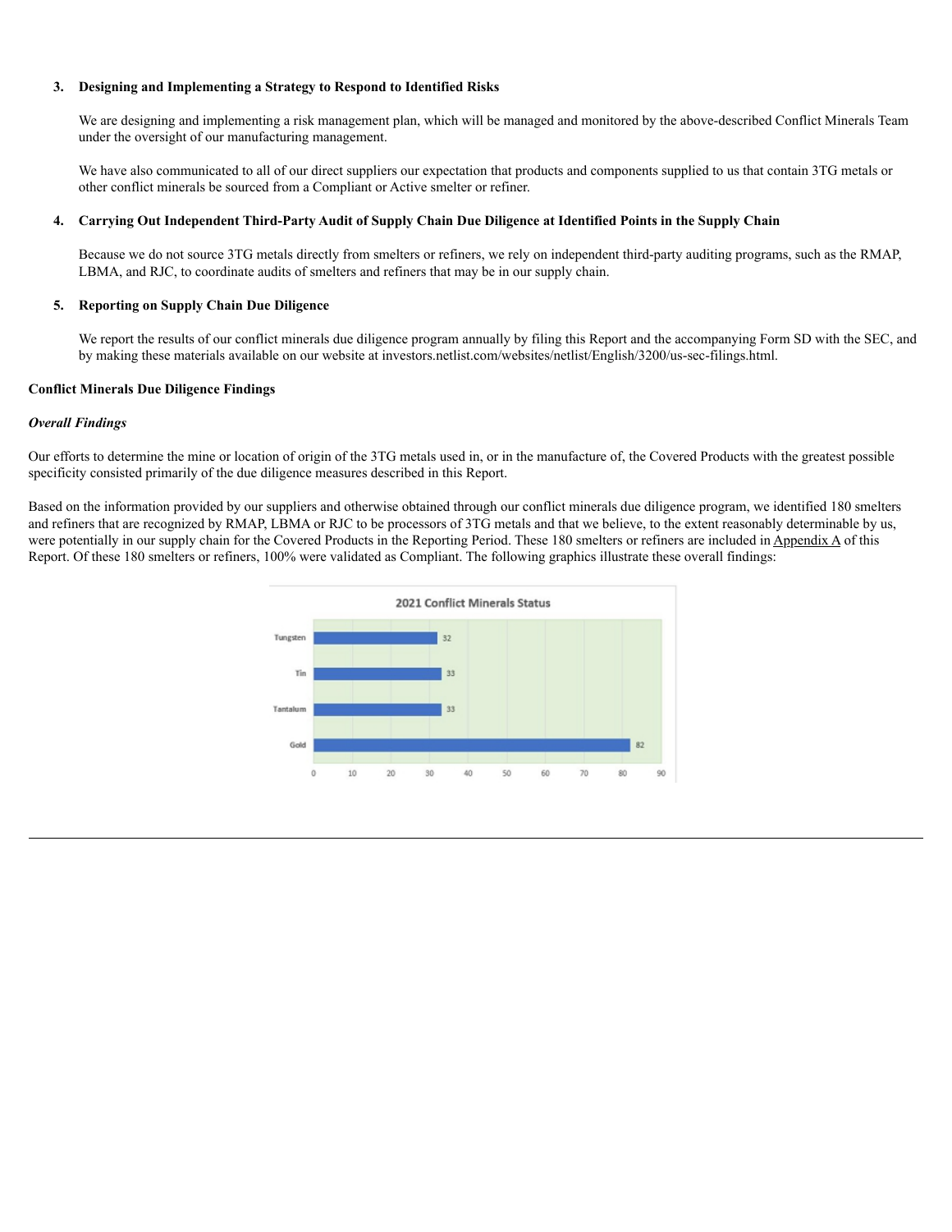### 3. Designing and Implementing a Strategy to Respond to Identified Risks

We are designing and implementing a risk management plan, which will be managed and monitored by the above-described Conflict Minerals Team under the oversight of our manufacturing management.

We have also communicated to all of our direct suppliers our expectation that products and components supplied to us that contain 3TG metals or other conflict minerals be sourced from a Compliant or Active smelter or refiner.

### 4. Carrying Out Independent Third-Party Audit of Supply Chain Due Diligence at Identified Points in the Supply Chain

Because we do not source 3TG metals directly from smelters or refiners, we rely on independent third-party auditing programs, such as the RMAP, LBMA, and RJC, to coordinate audits of smelters and refiners that may be in our supply chain.

### 5. Reporting on Supply Chain Due Diligence

We report the results of our conflict minerals due diligence program annually by filing this Report and the accompanying Form SD with the SEC, and by making these materials available on our website at investors.netlist.com/websites/netlist/English/3200/us-sec-filings.html.

## Conflict Minerals Due Diligence Findings

### *Overall Findings*

Our efforts to determine the mine or location of origin of the 3TG metals used in, or in the manufacture of, the Covered Products with the greatest possible specificity consisted primarily of the due diligence measures described in this Report.

Based on the information provided by our suppliers and otherwise obtained through our conflict minerals due diligence program, we identified 180 smelters and refiners that are recognized by RMAP, LBMA or RJC to be processors of 3TG metals and that we believe, to the extent reasonably determinable by us, were potentially in our supply chain for the Covered Products in the Reporting Period. These 180 smelters or refiners are included in Appendix A of this Report. Of these 180 smelters or refiners, 100% were validated as Compliant. The following graphics illustrate these overall findings:

2021 Conflict Minerals Status

Tungsten 32

Tin 33

Tantalum 33

Gold 82

0 10 20 30 40 50 60 70 80 90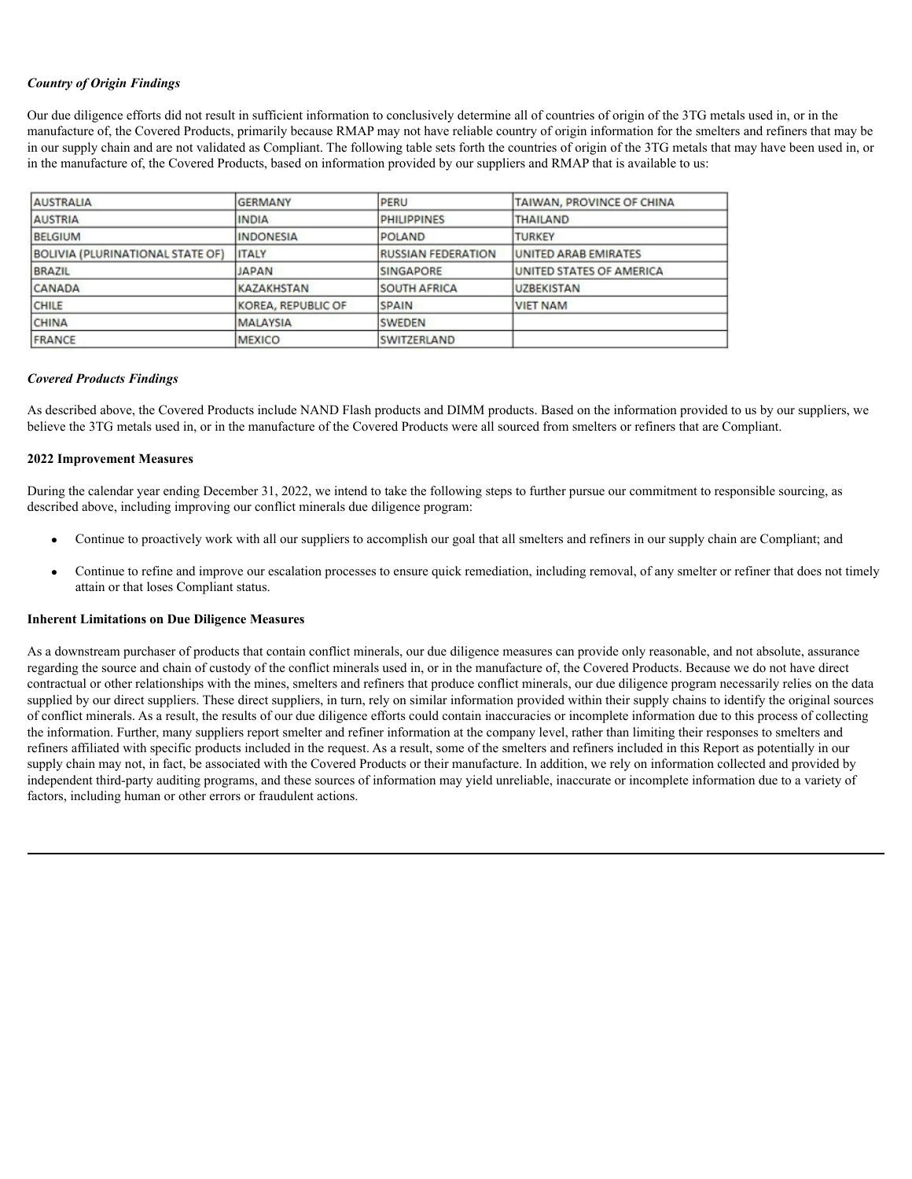*Country of Origin Findings*

Our due diligence efforts did not result in sufficient information to conclusively determine all of countries of origin of the 3TG metals used in, or in the manufacture of, the Covered Products, primarily because RMAP may not have reliable country of origin information for the smelters and refiners that may be in our supply chain and are not validated as Compliant. The following table sets forth the countries of origin of the 3TG metals that may have been used in, or in the manufacture of, the Covered Products, based on information provided by our suppliers and RMAP that is available to us:

| | | | |
|---|---|---|---|
| AUSTRALIA | GERMANY | PERU | TAIWAN, PROVINCE OF CHINA |
| AUSTRIA | INDIA | PHILIPPINES | THAILAND |
| BELGIUM | INDONESIA | POLAND | TURKEY |
| BOLIVIA (PLURINATIONAL STATE OF) | ITALY | RUSSIAN FEDERATION | UNITED ARAB EMIRATES |
| BRAZIL | JAPAN | SINGAPORE | UNITED STATES OF AMERICA |
| CANADA | KAZAKHSTAN | SOUTH AFRICA | UZBEKISTAN |
| CHILE | KOREA, REPUBLIC OF | SPAIN | VIET NAM |
| CHINA | MALAYSIA | SWEDEN | |
| FRANCE | MEXICO | SWITZERLAND | |

*Covered Products Findings*

As described above, the Covered Products include NAND Flash products and DIMM products. Based on the information provided to us by our suppliers, we believe the 3TG metals used in, or in the manufacture of the Covered Products were all sourced from smelters or refiners that are Compliant.

**2022 Improvement Measures**

During the calendar year ending December 31, 2022, we intend to take the following steps to further pursue our commitment to responsible sourcing, as described above, including improving our conflict minerals due diligence program:

- Continue to proactively work with all our suppliers to accomplish our goal that all smelters and refiners in our supply chain are Compliant; and
- Continue to refine and improve our escalation processes to ensure quick remediation, including removal, of any smelter or refiner that does not timely attain or that loses Compliant status.

**Inherent Limitations on Due Diligence Measures**

As a downstream purchaser of products that contain conflict minerals, our due diligence measures can provide only reasonable, and not absolute, assurance regarding the source and chain of custody of the conflict minerals used in, or in the manufacture of, the Covered Products. Because we do not have direct contractual or other relationships with the mines, smelters and refiners that produce conflict minerals, our due diligence program necessarily relies on the data supplied by our direct suppliers. These direct suppliers, in turn, rely on similar information provided within their supply chains to identify the original sources of conflict minerals. As a result, the results of our due diligence efforts could contain inaccuracies or incomplete information due to this process of collecting the information. Further, many suppliers report smelter and refiner information at the company level, rather than limiting their responses to smelters and refiners affiliated with specific products included in the request. As a result, some of the smelters and refiners included in this Report as potentially in our supply chain may not, in fact, be associated with the Covered Products or their manufacture. In addition, we rely on information collected and provided by independent third-party auditing programs, and these sources of information may yield unreliable, inaccurate or incomplete information due to a variety of factors, including human or other errors or fraudulent actions.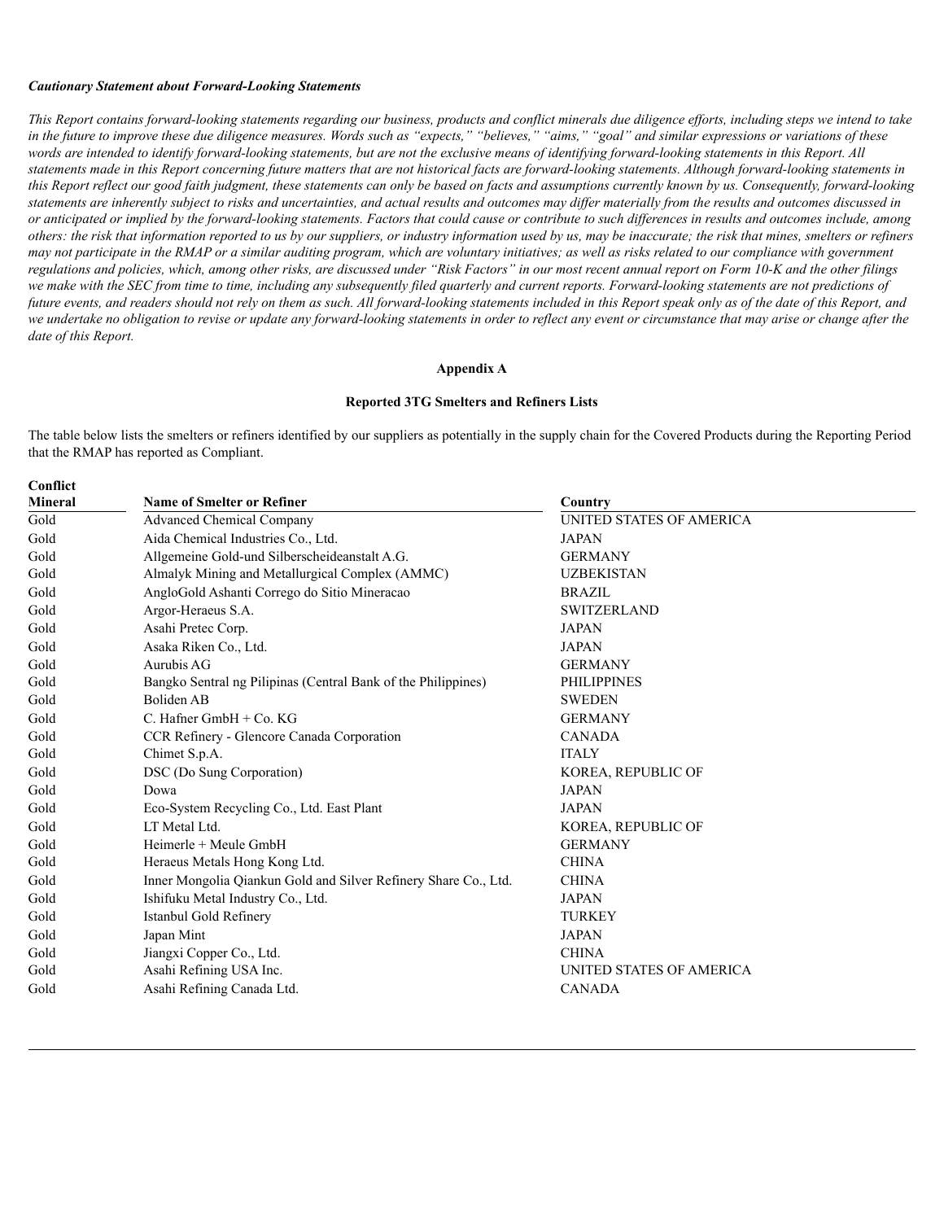***Cautionary Statement about Forward-Looking Statements***

*This Report contains forward-looking statements regarding our business, products and conflict minerals due diligence efforts, including steps we intend to take in the future to improve these due diligence measures. Words such as "expects," "believes," "aims," "goal" and similar expressions or variations of these words are intended to identify forward-looking statements, but are not the exclusive means of identifying forward-looking statements in this Report. All statements made in this Report concerning future matters that are not historical facts are forward-looking statements. Although forward-looking statements in this Report reflect our good faith judgment, these statements can only be based on facts and assumptions currently known by us. Consequently, forward-looking statements are inherently subject to risks and uncertainties, and actual results and outcomes may differ materially from the results and outcomes discussed in or anticipated or implied by the forward-looking statements. Factors that could cause or contribute to such differences in results and outcomes include, among others: the risk that information reported to us by our suppliers, or industry information used by us, may be inaccurate; the risk that mines, smelters or refiners may not participate in the RMAP or a similar auditing program, which are voluntary initiatives; as well as risks related to our compliance with government regulations and policies, which, among other risks, are discussed under "Risk Factors" in our most recent annual report on Form 10-K and the other filings we make with the SEC from time to time, including any subsequently filed quarterly and current reports. Forward-looking statements are not predictions of future events, and readers should not rely on them as such. All forward-looking statements included in this Report speak only as of the date of this Report, and we undertake no obligation to revise or update any forward-looking statements in order to reflect any event or circumstance that may arise or change after the date of this Report.*

**Appendix A**

**Reported 3TG Smelters and Refiners Lists**

The table below lists the smelters or refiners identified by our suppliers as potentially in the supply chain for the Covered Products during the Reporting Period that the RMAP has reported as Compliant.

| Conflict Mineral | Name of Smelter or Refiner | Country |
|---|---|---|
| Gold | Advanced Chemical Company | UNITED STATES OF AMERICA |
| Gold | Aida Chemical Industries Co., Ltd. | JAPAN |
| Gold | Allgemeine Gold-und Silberscheideanstalt A.G. | GERMANY |
| Gold | Almalyk Mining and Metallurgical Complex (AMMC) | UZBEKISTAN |
| Gold | AngloGold Ashanti Corrego do Sitio Mineracao | BRAZIL |
| Gold | Argor-Heraeus S.A. | SWITZERLAND |
| Gold | Asahi Pretec Corp. | JAPAN |
| Gold | Asaka Riken Co., Ltd. | JAPAN |
| Gold | Aurubis AG | GERMANY |
| Gold | Bangko Sentral ng Pilipinas (Central Bank of the Philippines) | PHILIPPINES |
| Gold | Boliden AB | SWEDEN |
| Gold | C. Hafner GmbH + Co. KG | GERMANY |
| Gold | CCR Refinery - Glencore Canada Corporation | CANADA |
| Gold | Chimet S.p.A. | ITALY |
| Gold | DSC (Do Sung Corporation) | KOREA, REPUBLIC OF |
| Gold | Dowa | JAPAN |
| Gold | Eco-System Recycling Co., Ltd. East Plant | JAPAN |
| Gold | LT Metal Ltd. | KOREA, REPUBLIC OF |
| Gold | Heimerle + Meule GmbH | GERMANY |
| Gold | Heraeus Metals Hong Kong Ltd. | CHINA |
| Gold | Inner Mongolia Qiankun Gold and Silver Refinery Share Co., Ltd. | CHINA |
| Gold | Ishifuku Metal Industry Co., Ltd. | JAPAN |
| Gold | Istanbul Gold Refinery | TURKEY |
| Gold | Japan Mint | JAPAN |
| Gold | Jiangxi Copper Co., Ltd. | CHINA |
| Gold | Asahi Refining USA Inc. | UNITED STATES OF AMERICA |
| Gold | Asahi Refining Canada Ltd. | CANADA |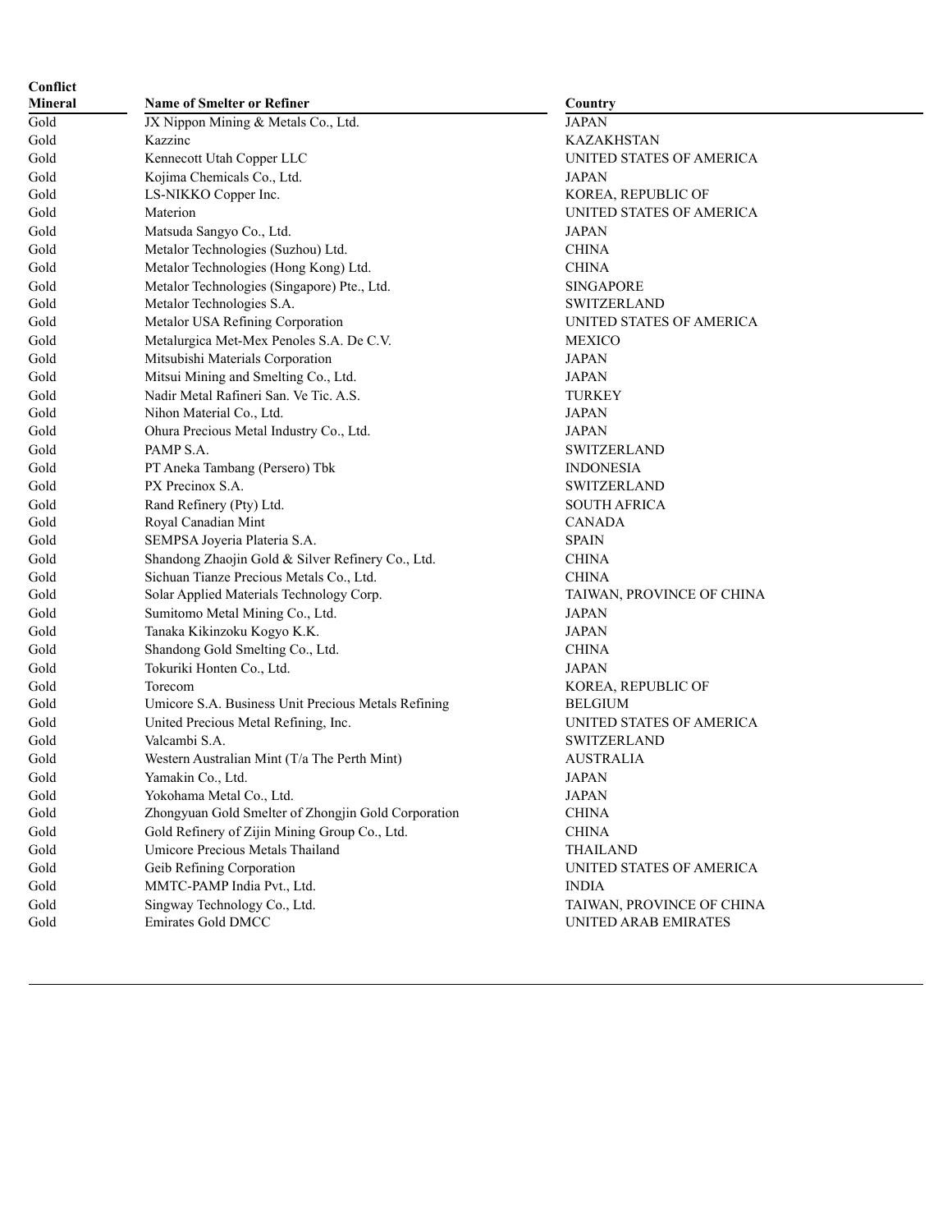| Conflict Mineral | Name of Smelter or Refiner | Country |
|---|---|---|
| Gold | JX Nippon Mining & Metals Co., Ltd. | JAPAN |
| Gold | Kazzinc | KAZAKHSTAN |
| Gold | Kennecott Utah Copper LLC | UNITED STATES OF AMERICA |
| Gold | Kojima Chemicals Co., Ltd. | JAPAN |
| Gold | LS-NIKKO Copper Inc. | KOREA, REPUBLIC OF |
| Gold | Materion | UNITED STATES OF AMERICA |
| Gold | Matsuda Sangyo Co., Ltd. | JAPAN |
| Gold | Metalor Technologies (Suzhou) Ltd. | CHINA |
| Gold | Metalor Technologies (Hong Kong) Ltd. | CHINA |
| Gold | Metalor Technologies (Singapore) Pte., Ltd. | SINGAPORE |
| Gold | Metalor Technologies S.A. | SWITZERLAND |
| Gold | Metalor USA Refining Corporation | UNITED STATES OF AMERICA |
| Gold | Metalurgica Met-Mex Penoles S.A. De C.V. | MEXICO |
| Gold | Mitsubishi Materials Corporation | JAPAN |
| Gold | Mitsui Mining and Smelting Co., Ltd. | JAPAN |
| Gold | Nadir Metal Rafineri San. Ve Tic. A.S. | TURKEY |
| Gold | Nihon Material Co., Ltd. | JAPAN |
| Gold | Ohura Precious Metal Industry Co., Ltd. | JAPAN |
| Gold | PAMP S.A. | SWITZERLAND |
| Gold | PT Aneka Tambang (Persero) Tbk | INDONESIA |
| Gold | PX Precinox S.A. | SWITZERLAND |
| Gold | Rand Refinery (Pty) Ltd. | SOUTH AFRICA |
| Gold | Royal Canadian Mint | CANADA |
| Gold | SEMPSA Joyeria Plateria S.A. | SPAIN |
| Gold | Shandong Zhaojin Gold & Silver Refinery Co., Ltd. | CHINA |
| Gold | Sichuan Tianze Precious Metals Co., Ltd. | CHINA |
| Gold | Solar Applied Materials Technology Corp. | TAIWAN, PROVINCE OF CHINA |
| Gold | Sumitomo Metal Mining Co., Ltd. | JAPAN |
| Gold | Tanaka Kikinzoku Kogyo K.K. | JAPAN |
| Gold | Shandong Gold Smelting Co., Ltd. | CHINA |
| Gold | Tokuriki Honten Co., Ltd. | JAPAN |
| Gold | Torecom | KOREA, REPUBLIC OF |
| Gold | Umicore S.A. Business Unit Precious Metals Refining | BELGIUM |
| Gold | United Precious Metal Refining, Inc. | UNITED STATES OF AMERICA |
| Gold | Valcambi S.A. | SWITZERLAND |
| Gold | Western Australian Mint (T/a The Perth Mint) | AUSTRALIA |
| Gold | Yamakin Co., Ltd. | JAPAN |
| Gold | Yokohama Metal Co., Ltd. | JAPAN |
| Gold | Zhongyuan Gold Smelter of Zhongjin Gold Corporation | CHINA |
| Gold | Gold Refinery of Zijin Mining Group Co., Ltd. | CHINA |
| Gold | Umicore Precious Metals Thailand | THAILAND |
| Gold | Geib Refining Corporation | UNITED STATES OF AMERICA |
| Gold | MMTC-PAMP India Pvt., Ltd. | INDIA |
| Gold | Singway Technology Co., Ltd. | TAIWAN, PROVINCE OF CHINA |
| Gold | Emirates Gold DMCC | UNITED ARAB EMIRATES |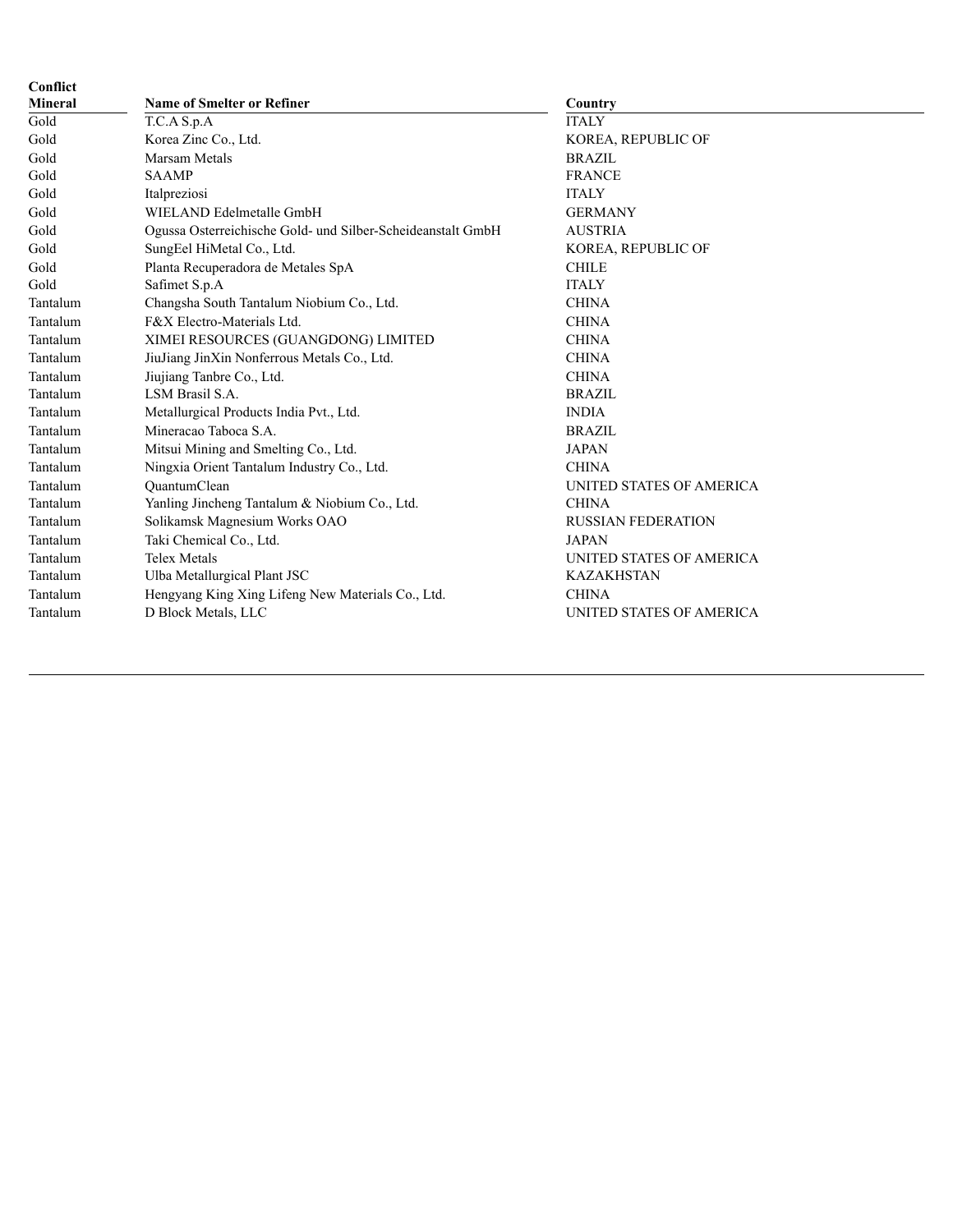| Conflict Mineral | Name of Smelter or Refiner | Country |
| --- | --- | --- |
| Gold | T.C.A S.p.A | ITALY |
| Gold | Korea Zinc Co., Ltd. | KOREA, REPUBLIC OF |
| Gold | Marsam Metals | BRAZIL |
| Gold | SAAMP | FRANCE |
| Gold | Italpreziosi | ITALY |
| Gold | WIELAND Edelmetalle GmbH | GERMANY |
| Gold | Ogussa Osterreichische Gold- und Silber-Scheideanstalt GmbH | AUSTRIA |
| Gold | SungEel HiMetal Co., Ltd. | KOREA, REPUBLIC OF |
| Gold | Planta Recuperadora de Metales SpA | CHILE |
| Gold | Safimet S.p.A | ITALY |
| Tantalum | Changsha South Tantalum Niobium Co., Ltd. | CHINA |
| Tantalum | F&X Electro-Materials Ltd. | CHINA |
| Tantalum | XIMEI RESOURCES (GUANGDONG) LIMITED | CHINA |
| Tantalum | JiuJiang JinXin Nonferrous Metals Co., Ltd. | CHINA |
| Tantalum | Jiujiang Tanbre Co., Ltd. | CHINA |
| Tantalum | LSM Brasil S.A. | BRAZIL |
| Tantalum | Metallurgical Products India Pvt., Ltd. | INDIA |
| Tantalum | Mineracao Taboca S.A. | BRAZIL |
| Tantalum | Mitsui Mining and Smelting Co., Ltd. | JAPAN |
| Tantalum | Ningxia Orient Tantalum Industry Co., Ltd. | CHINA |
| Tantalum | QuantumClean | UNITED STATES OF AMERICA |
| Tantalum | Yanling Jincheng Tantalum & Niobium Co., Ltd. | CHINA |
| Tantalum | Solikamsk Magnesium Works OAO | RUSSIAN FEDERATION |
| Tantalum | Taki Chemical Co., Ltd. | JAPAN |
| Tantalum | Telex Metals | UNITED STATES OF AMERICA |
| Tantalum | Ulba Metallurgical Plant JSC | KAZAKHSTAN |
| Tantalum | Hengyang King Xing Lifeng New Materials Co., Ltd. | CHINA |
| Tantalum | D Block Metals, LLC | UNITED STATES OF AMERICA |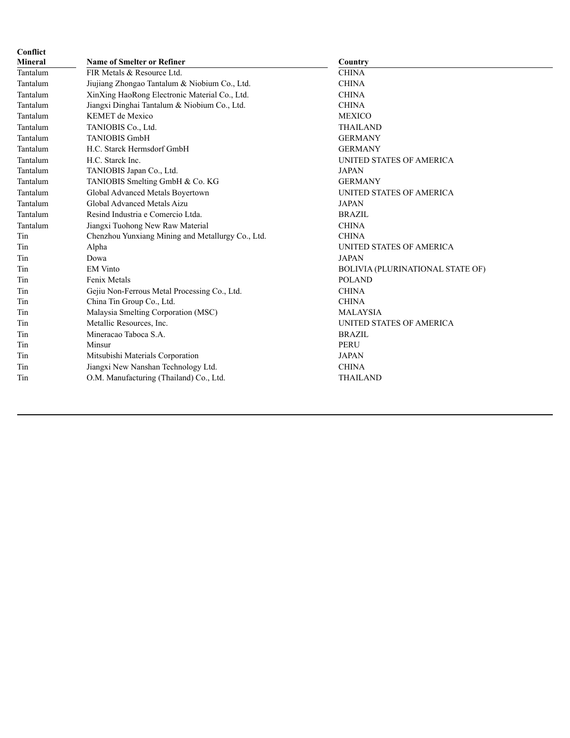| Conflict Mineral | Name of Smelter or Refiner | Country |
| --- | --- | --- |
| Tantalum | FIR Metals & Resource Ltd. | CHINA |
| Tantalum | Jiujiang Zhongao Tantalum & Niobium Co., Ltd. | CHINA |
| Tantalum | XinXing HaoRong Electronic Material Co., Ltd. | CHINA |
| Tantalum | Jiangxi Dinghai Tantalum & Niobium Co., Ltd. | CHINA |
| Tantalum | KEMET de Mexico | MEXICO |
| Tantalum | TANIOBIS Co., Ltd. | THAILAND |
| Tantalum | TANIOBIS GmbH | GERMANY |
| Tantalum | H.C. Starck Hermsdorf GmbH | GERMANY |
| Tantalum | H.C. Starck Inc. | UNITED STATES OF AMERICA |
| Tantalum | TANIOBIS Japan Co., Ltd. | JAPAN |
| Tantalum | TANIOBIS Smelting GmbH & Co. KG | GERMANY |
| Tantalum | Global Advanced Metals Boyertown | UNITED STATES OF AMERICA |
| Tantalum | Global Advanced Metals Aizu | JAPAN |
| Tantalum | Resind Industria e Comercio Ltda. | BRAZIL |
| Tantalum | Jiangxi Tuohong New Raw Material | CHINA |
| Tin | Chenzhou Yunxiang Mining and Metallurgy Co., Ltd. | CHINA |
| Tin | Alpha | UNITED STATES OF AMERICA |
| Tin | Dowa | JAPAN |
| Tin | EM Vinto | BOLIVIA (PLURINATIONAL STATE OF) |
| Tin | Fenix Metals | POLAND |
| Tin | Gejiu Non-Ferrous Metal Processing Co., Ltd. | CHINA |
| Tin | China Tin Group Co., Ltd. | CHINA |
| Tin | Malaysia Smelting Corporation (MSC) | MALAYSIA |
| Tin | Metallic Resources, Inc. | UNITED STATES OF AMERICA |
| Tin | Mineracao Taboca S.A. | BRAZIL |
| Tin | Minsur | PERU |
| Tin | Mitsubishi Materials Corporation | JAPAN |
| Tin | Jiangxi New Nanshan Technology Ltd. | CHINA |
| Tin | O.M. Manufacturing (Thailand) Co., Ltd. | THAILAND |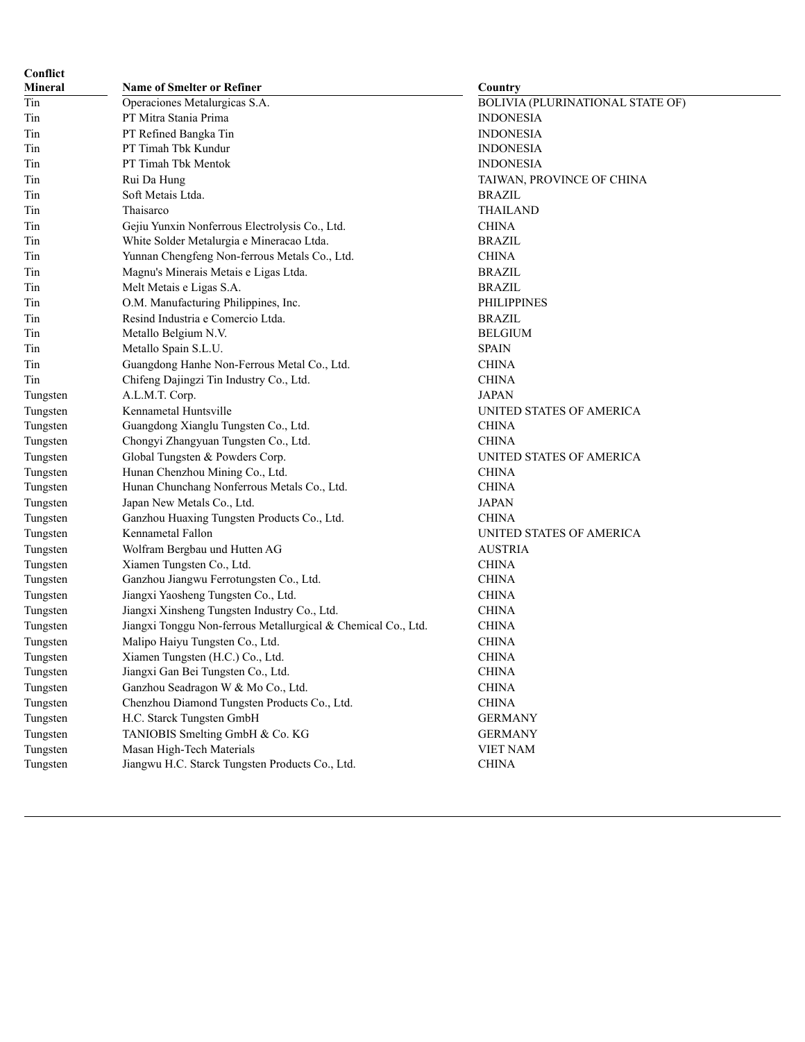| Conflict Mineral | Name of Smelter or Refiner | Country |
|---|---|---|
| Tin | Operaciones Metalurgicas S.A. | BOLIVIA (PLURINATIONAL STATE OF) |
| Tin | PT Mitra Stania Prima | INDONESIA |
| Tin | PT Refined Bangka Tin | INDONESIA |
| Tin | PT Timah Tbk Kundur | INDONESIA |
| Tin | PT Timah Tbk Mentok | INDONESIA |
| Tin | Rui Da Hung | TAIWAN, PROVINCE OF CHINA |
| Tin | Soft Metais Ltda. | BRAZIL |
| Tin | Thaisarco | THAILAND |
| Tin | Gejiu Yunxin Nonferrous Electrolysis Co., Ltd. | CHINA |
| Tin | White Solder Metalurgia e Mineracao Ltda. | BRAZIL |
| Tin | Yunnan Chengfeng Non-ferrous Metals Co., Ltd. | CHINA |
| Tin | Magnu's Minerais Metais e Ligas Ltda. | BRAZIL |
| Tin | Melt Metais e Ligas S.A. | BRAZIL |
| Tin | O.M. Manufacturing Philippines, Inc. | PHILIPPINES |
| Tin | Resind Industria e Comercio Ltda. | BRAZIL |
| Tin | Metallo Belgium N.V. | BELGIUM |
| Tin | Metallo Spain S.L.U. | SPAIN |
| Tin | Guangdong Hanhe Non-Ferrous Metal Co., Ltd. | CHINA |
| Tin | Chifeng Dajingzi Tin Industry Co., Ltd. | CHINA |
| Tungsten | A.L.M.T. Corp. | JAPAN |
| Tungsten | Kennametal Huntsville | UNITED STATES OF AMERICA |
| Tungsten | Guangdong Xianglu Tungsten Co., Ltd. | CHINA |
| Tungsten | Chongyi Zhangyuan Tungsten Co., Ltd. | CHINA |
| Tungsten | Global Tungsten & Powders Corp. | UNITED STATES OF AMERICA |
| Tungsten | Hunan Chenzhou Mining Co., Ltd. | CHINA |
| Tungsten | Hunan Chunchang Nonferrous Metals Co., Ltd. | CHINA |
| Tungsten | Japan New Metals Co., Ltd. | JAPAN |
| Tungsten | Ganzhou Huaxing Tungsten Products Co., Ltd. | CHINA |
| Tungsten | Kennametal Fallon | UNITED STATES OF AMERICA |
| Tungsten | Wolfram Bergbau und Hutten AG | AUSTRIA |
| Tungsten | Xiamen Tungsten Co., Ltd. | CHINA |
| Tungsten | Ganzhou Jiangwu Ferrotungsten Co., Ltd. | CHINA |
| Tungsten | Jiangxi Yaosheng Tungsten Co., Ltd. | CHINA |
| Tungsten | Jiangxi Xinsheng Tungsten Industry Co., Ltd. | CHINA |
| Tungsten | Jiangxi Tonggu Non-ferrous Metallurgical & Chemical Co., Ltd. | CHINA |
| Tungsten | Malipo Haiyu Tungsten Co., Ltd. | CHINA |
| Tungsten | Xiamen Tungsten (H.C.) Co., Ltd. | CHINA |
| Tungsten | Jiangxi Gan Bei Tungsten Co., Ltd. | CHINA |
| Tungsten | Ganzhou Seadragon W & Mo Co., Ltd. | CHINA |
| Tungsten | Chenzhou Diamond Tungsten Products Co., Ltd. | CHINA |
| Tungsten | H.C. Starck Tungsten GmbH | GERMANY |
| Tungsten | TANIOBIS Smelting GmbH & Co. KG | GERMANY |
| Tungsten | Masan High-Tech Materials | VIET NAM |
| Tungsten | Jiangwu H.C. Starck Tungsten Products Co., Ltd. | CHINA |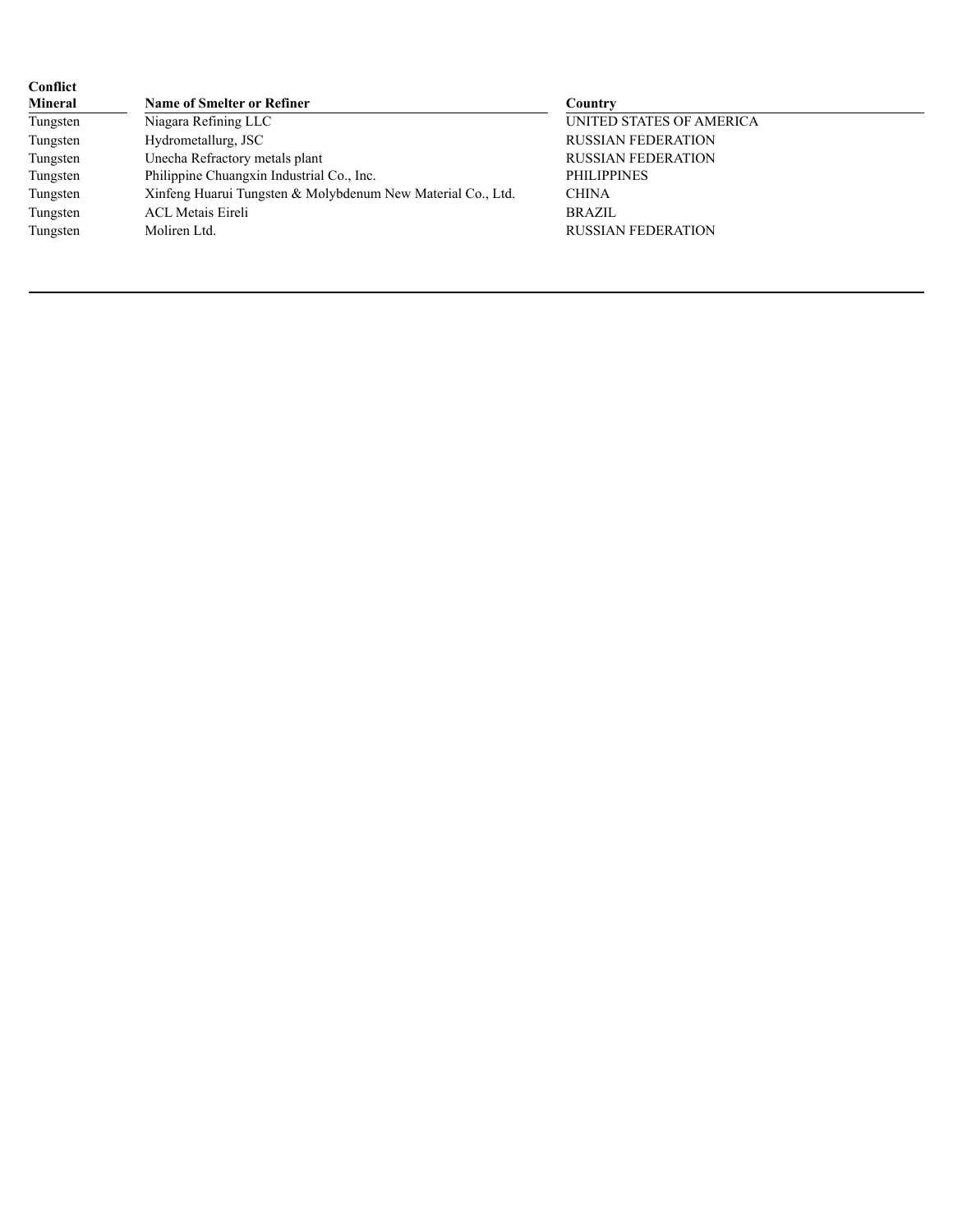| Conflict Mineral | Name of Smelter or Refiner | Country |
| --- | --- | --- |
| Tungsten | Niagara Refining LLC | UNITED STATES OF AMERICA |
| Tungsten | Hydrometallurg, JSC | RUSSIAN FEDERATION |
| Tungsten | Unecha Refractory metals plant | RUSSIAN FEDERATION |
| Tungsten | Philippine Chuangxin Industrial Co., Inc. | PHILIPPINES |
| Tungsten | Xinfeng Huarui Tungsten & Molybdenum New Material Co., Ltd. | CHINA |
| Tungsten | ACL Metais Eireli | BRAZIL |
| Tungsten | Moliren Ltd. | RUSSIAN FEDERATION |